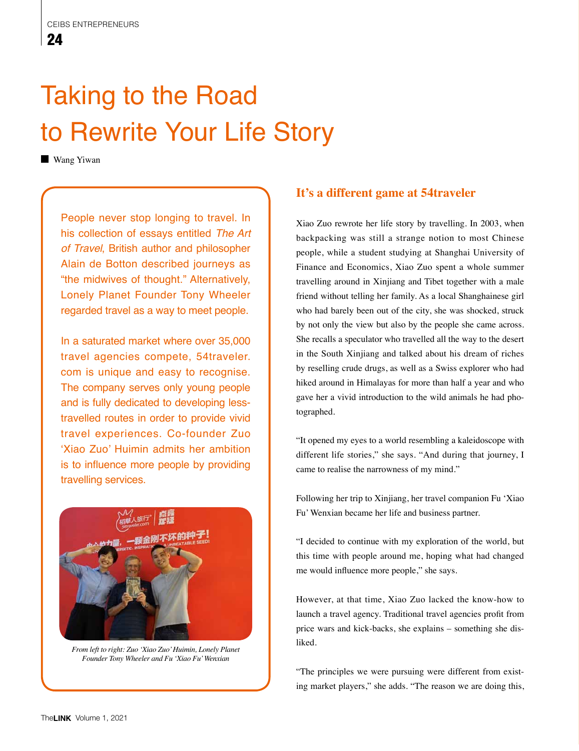# Taking to the Road to Rewrite Your Life Story

Wang Yiwan

People never stop longing to travel. In his collection of essays entitled *The Art of Travel*, British author and philosopher Alain de Botton described journeys as "the midwives of thought." Alternatively, Lonely Planet Founder Tony Wheeler regarded travel as a way to meet people.

In a saturated market where over 35,000 travel agencies compete, 54traveler.com is unique and easy to recognise. The company serves only young people and is fully dedicated to developing less-travelled routes in order to provide vivid travel experiences. Co-founder Zuo 'Xiao Zuo' Huimin admits her ambition is to influence more people by providing travelling services.

*From left to right: Zuo 'Xiao Zuo' Huimin, Lonely Planet Founder Tony Wheeler and Fu 'Xiao Fu' Wenxian*

## It's a different game at 54traveler

Xiao Zuo rewrote her life story by travelling. In 2003, when backpacking was still a strange notion to most Chinese people, while a student studying at Shanghai University of Finance and Economics, Xiao Zuo spent a whole summer travelling around in Xinjiang and Tibet together with a male friend without telling her family. As a local Shanghainese girl who had barely been out of the city, she was shocked, struck by not only the view but also by the people she came across. She recalls a speculator who travelled all the way to the desert in the South Xinjiang and talked about his dream of riches by reselling crude drugs, as well as a Swiss explorer who had hiked around in Himalayas for more than half a year and who gave her a vivid introduction to the wild animals he had photographed.

"It opened my eyes to a world resembling a kaleidoscope with different life stories," she says. "And during that journey, I came to realise the narrowness of my mind."

Following her trip to Xinjiang, her travel companion Fu 'Xiao Fu' Wenxian became her life and business partner.

"I decided to continue with my exploration of the world, but this time with people around me, hoping what had changed me would influence more people," she says.

However, at that time, Xiao Zuo lacked the know-how to launch a travel agency. Traditional travel agencies profit from price wars and kick-backs, she explains – something she disliked.

"The principles we were pursuing were different from existing market players," she adds. "The reason we are doing this,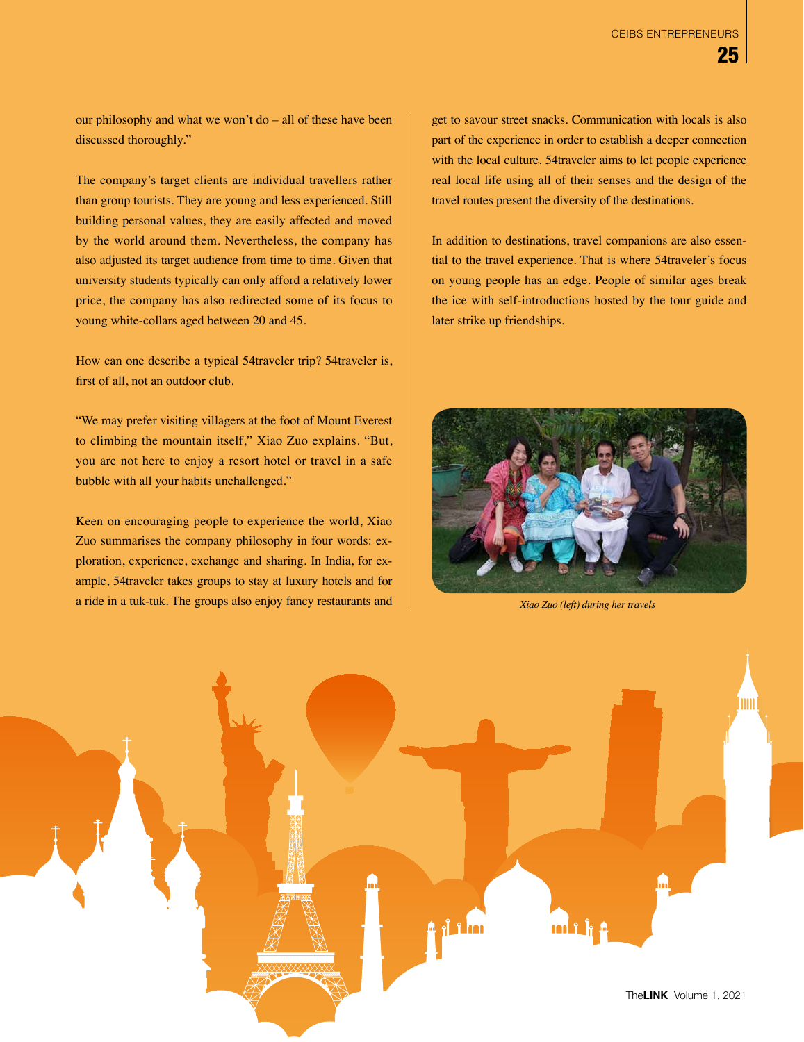our philosophy and what we won't do – all of these have been discussed thoroughly."

The company's target clients are individual travellers rather than group tourists. They are young and less experienced. Still building personal values, they are easily affected and moved by the world around them. Nevertheless, the company has also adjusted its target audience from time to time. Given that university students typically can only afford a relatively lower price, the company has also redirected some of its focus to young white-collars aged between 20 and 45.

How can one describe a typical 54traveler trip? 54traveler is, first of all, not an outdoor club.

"We may prefer visiting villagers at the foot of Mount Everest to climbing the mountain itself," Xiao Zuo explains. "But, you are not here to enjoy a resort hotel or travel in a safe bubble with all your habits unchallenged."

Keen on encouraging people to experience the world, Xiao Zuo summarises the company philosophy in four words: exploration, experience, exchange and sharing. In India, for example, 54traveler takes groups to stay at luxury hotels and for a ride in a tuk-tuk. The groups also enjoy fancy restaurants and get to savour street snacks. Communication with locals is also part of the experience in order to establish a deeper connection with the local culture. 54traveler aims to let people experience real local life using all of their senses and the design of the travel routes present the diversity of the destinations.

In addition to destinations, travel companions are also essential to the travel experience. That is where 54traveler's focus on young people has an edge. People of similar ages break the ice with self-introductions hosted by the tour guide and later strike up friendships.

*Xiao Zuo (left) during her travels*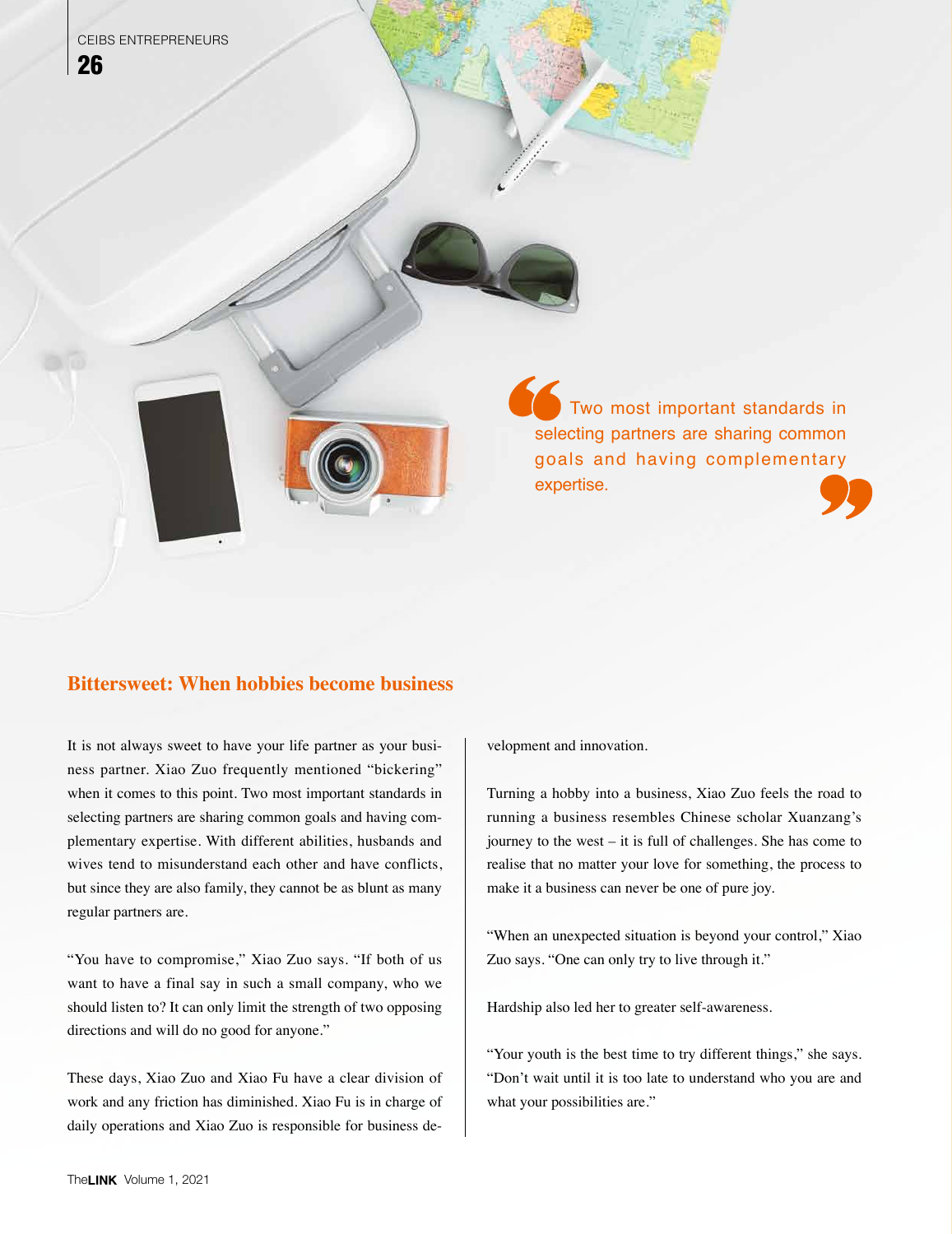> Two most important standards in selecting partners are sharing common goals and having complementary expertise.

## Bittersweet: When hobbies become business

It is not always sweet to have your life partner as your business partner. Xiao Zuo frequently mentioned "bickering" when it comes to this point. Two most important standards in selecting partners are sharing common goals and having complementary expertise. With different abilities, husbands and wives tend to misunderstand each other and have conflicts, but since they are also family, they cannot be as blunt as many regular partners are.

"You have to compromise," Xiao Zuo says. "If both of us want to have a final say in such a small company, who we should listen to? It can only limit the strength of two opposing directions and will do no good for anyone."

These days, Xiao Zuo and Xiao Fu have a clear division of work and any friction has diminished. Xiao Fu is in charge of daily operations and Xiao Zuo is responsible for business development and innovation.

Turning a hobby into a business, Xiao Zuo feels the road to running a business resembles Chinese scholar Xuanzang's journey to the west – it is full of challenges. She has come to realise that no matter your love for something, the process to make it a business can never be one of pure joy.

"When an unexpected situation is beyond your control," Xiao Zuo says. "One can only try to live through it."

Hardship also led her to greater self-awareness.

"Your youth is the best time to try different things," she says. "Don't wait until it is too late to understand who you are and what your possibilities are."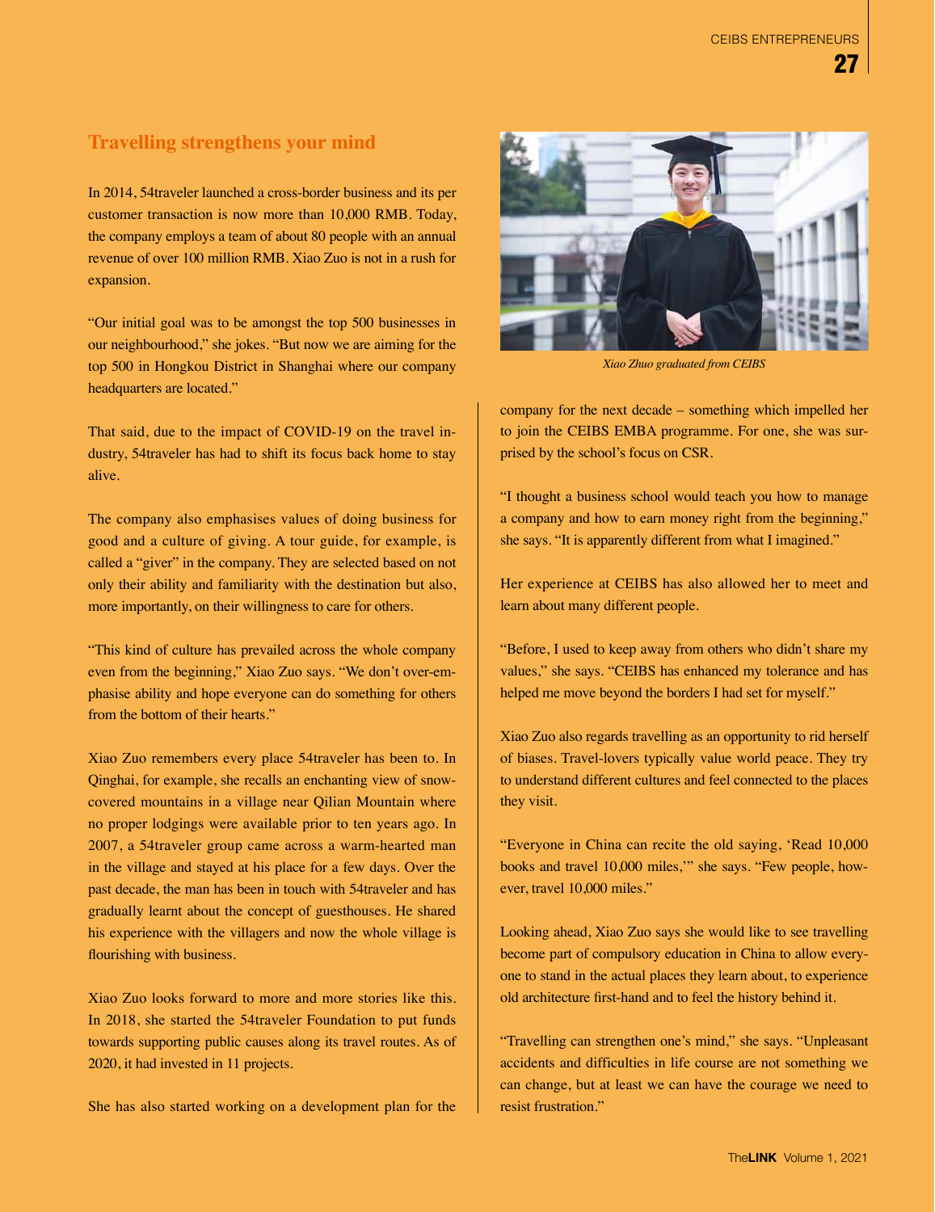## Travelling strengthens your mind

In 2014, 54traveler launched a cross-border business and its per customer transaction is now more than 10,000 RMB. Today, the company employs a team of about 80 people with an annual revenue of over 100 million RMB. Xiao Zuo is not in a rush for expansion.

"Our initial goal was to be amongst the top 500 businesses in our neighbourhood," she jokes. "But now we are aiming for the top 500 in Hongkou District in Shanghai where our company headquarters are located."

That said, due to the impact of COVID-19 on the travel industry, 54traveler has had to shift its focus back home to stay alive.

The company also emphasises values of doing business for good and a culture of giving. A tour guide, for example, is called a "giver" in the company. They are selected based on not only their ability and familiarity with the destination but also, more importantly, on their willingness to care for others.

"This kind of culture has prevailed across the whole company even from the beginning," Xiao Zuo says. "We don't over-emphasise ability and hope everyone can do something for others from the bottom of their hearts."

Xiao Zuo remembers every place 54traveler has been to. In Qinghai, for example, she recalls an enchanting view of snow-covered mountains in a village near Qilian Mountain where no proper lodgings were available prior to ten years ago. In 2007, a 54traveler group came across a warm-hearted man in the village and stayed at his place for a few days. Over the past decade, the man has been in touch with 54traveler and has gradually learnt about the concept of guesthouses. He shared his experience with the villagers and now the whole village is flourishing with business.

Xiao Zuo looks forward to more and more stories like this. In 2018, she started the 54traveler Foundation to put funds towards supporting public causes along its travel routes. As of 2020, it had invested in 11 projects.

She has also started working on a development plan for the company for the next decade – something which impelled her to join the CEIBS EMBA programme. For one, she was surprised by the school's focus on CSR.

*Xiao Zhuo graduated from CEIBS*

"I thought a business school would teach you how to manage a company and how to earn money right from the beginning," she says. "It is apparently different from what I imagined."

Her experience at CEIBS has also allowed her to meet and learn about many different people.

"Before, I used to keep away from others who didn't share my values," she says. "CEIBS has enhanced my tolerance and has helped me move beyond the borders I had set for myself."

Xiao Zuo also regards travelling as an opportunity to rid herself of biases. Travel-lovers typically value world peace. They try to understand different cultures and feel connected to the places they visit.

"Everyone in China can recite the old saying, 'Read 10,000 books and travel 10,000 miles,'" she says. "Few people, however, travel 10,000 miles."

Looking ahead, Xiao Zuo says she would like to see travelling become part of compulsory education in China to allow everyone to stand in the actual places they learn about, to experience old architecture first-hand and to feel the history behind it.

"Travelling can strengthen one's mind," she says. "Unpleasant accidents and difficulties in life course are not something we can change, but at least we can have the courage we need to resist frustration."